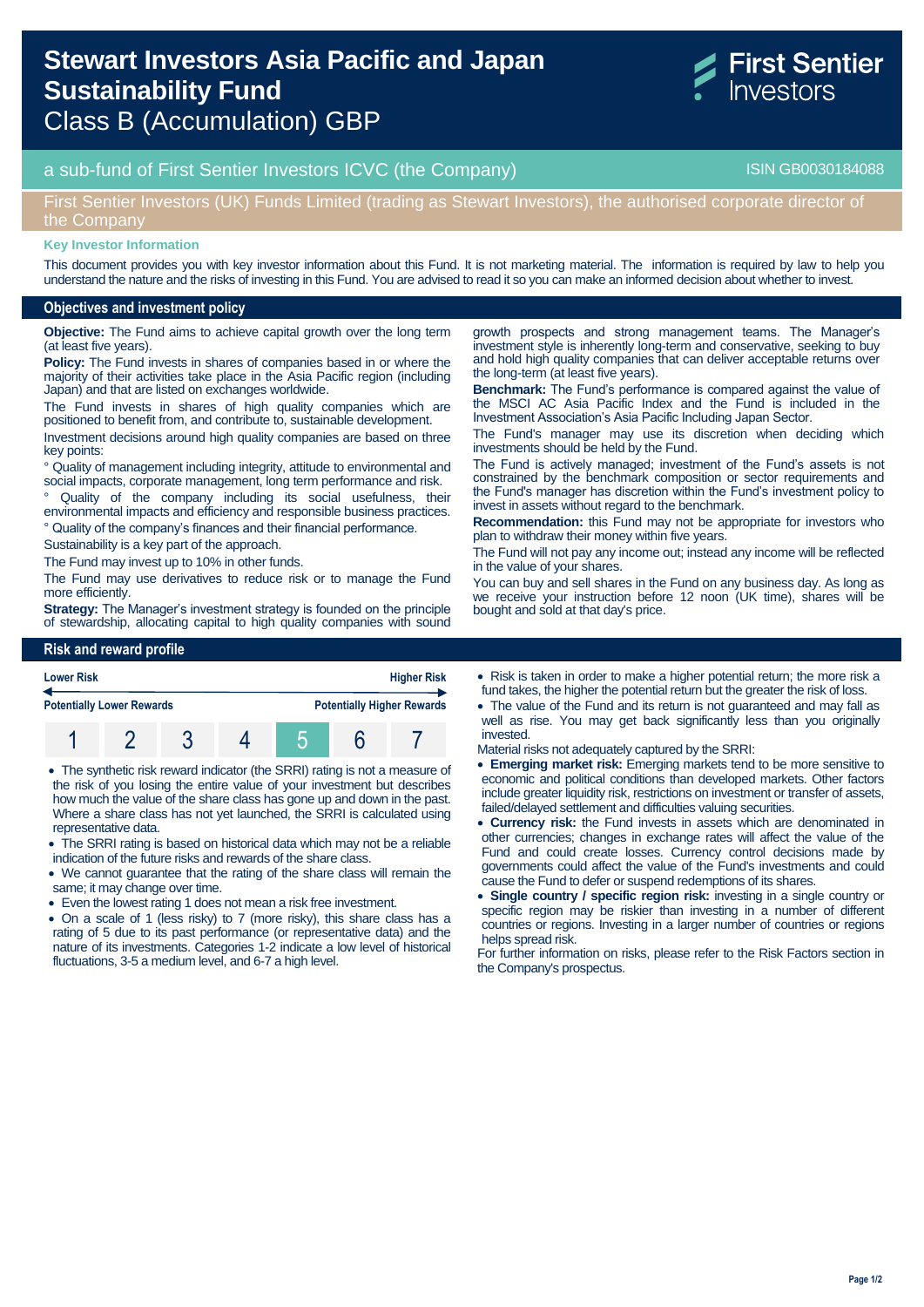# Stewart Investors Asia Pacific and Japan Sustainability Fund

## Class B (Accumulation) GBP

First Sentier Investors

a sub-fund of First Sentier Investors ICVC (the Company)

ISIN GB0030184088

First Sentier Investors (UK) Funds Limited (trading as Stewart Investors), the authorised corporate director of the Company

**Key Investor Information**

This document provides you with key investor information about this Fund. It is not marketing material. The information is required by law to help you understand the nature and the risks of investing in this Fund. You are advised to read it so you can make an informed decision about whether to invest.

## Objectives and investment policy

**Objective:** The Fund aims to achieve capital growth over the long term (at least five years).

**Policy:** The Fund invests in shares of companies based in or where the majority of their activities take place in the Asia Pacific region (including Japan) and that are listed on exchanges worldwide.

The Fund invests in shares of high quality companies which are positioned to benefit from, and contribute to, sustainable development.

Investment decisions around high quality companies are based on three key points:

° Quality of management including integrity, attitude to environmental and social impacts, corporate management, long term performance and risk.

° Quality of the company including its social usefulness, their environmental impacts and efficiency and responsible business practices.

° Quality of the company's finances and their financial performance.

Sustainability is a key part of the approach.

The Fund may invest up to 10% in other funds.

The Fund may use derivatives to reduce risk or to manage the Fund more efficiently.

**Strategy:** The Manager's investment strategy is founded on the principle of stewardship, allocating capital to high quality companies with sound growth prospects and strong management teams. The Manager's investment style is inherently long-term and conservative, seeking to buy and hold high quality companies that can deliver acceptable returns over the long-term (at least five years).

**Benchmark:** The Fund's performance is compared against the value of the MSCI AC Asia Pacific Index and the Fund is included in the Investment Association's Asia Pacific Including Japan Sector.

The Fund's manager may use its discretion when deciding which investments should be held by the Fund.

The Fund is actively managed; investment of the Fund's assets is not constrained by the benchmark composition or sector requirements and the Fund's manager has discretion within the Fund's investment policy to invest in assets without regard to the benchmark.

**Recommendation:** this Fund may not be appropriate for investors who plan to withdraw their money within five years.

The Fund will not pay any income out; instead any income will be reflected in the value of your shares.

You can buy and sell shares in the Fund on any business day. As long as we receive your instruction before 12 noon (UK time), shares will be bought and sold at that day's price.

## Risk and reward profile

| Lower Risk | | | | | | Higher Risk |
|---|---|---|---|---|---|---|
| Potentially Lower Rewards | | | | | | Potentially Higher Rewards |
| 1 | 2 | 3 | 4 | **5** | 6 | 7 |

- The synthetic risk reward indicator (the SRRI) rating is not a measure of the risk of you losing the entire value of your investment but describes how much the value of the share class has gone up and down in the past. Where a share class has not yet launched, the SRRI is calculated using representative data.
- The SRRI rating is based on historical data which may not be a reliable indication of the future risks and rewards of the share class.
- We cannot guarantee that the rating of the share class will remain the same; it may change over time.
- Even the lowest rating 1 does not mean a risk free investment.
- On a scale of 1 (less risky) to 7 (more risky), this share class has a rating of 5 due to its past performance (or representative data) and the nature of its investments. Categories 1-2 indicate a low level of historical fluctuations, 3-5 a medium level, and 6-7 a high level.
- Risk is taken in order to make a higher potential return; the more risk a fund takes, the higher the potential return but the greater the risk of loss.
- The value of the Fund and its return is not guaranteed and may fall as well as rise. You may get back significantly less than you originally invested.

Material risks not adequately captured by the SRRI:

- **Emerging market risk:** Emerging markets tend to be more sensitive to economic and political conditions than developed markets. Other factors include greater liquidity risk, restrictions on investment or transfer of assets, failed/delayed settlement and difficulties valuing securities.
- **Currency risk:** the Fund invests in assets which are denominated in other currencies; changes in exchange rates will affect the value of the Fund and could create losses. Currency control decisions made by governments could affect the value of the Fund's investments and could cause the Fund to defer or suspend redemptions of its shares.
- **Single country / specific region risk:** investing in a single country or specific region may be riskier than investing in a number of different countries or regions. Investing in a larger number of countries or regions helps spread risk.

For further information on risks, please refer to the Risk Factors section in the Company's prospectus.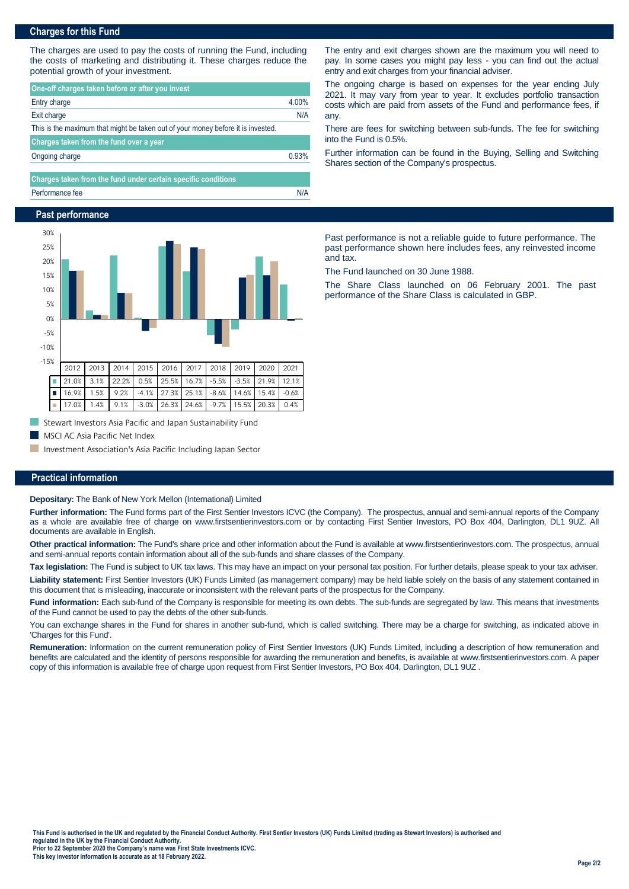## Charges for this Fund

The charges are used to pay the costs of running the Fund, including the costs of marketing and distributing it. These charges reduce the potential growth of your investment.

| One-off charges taken before or after you invest | |
|---|---|
| Entry charge | 4.00% |
| Exit charge | N/A |
| This is the maximum that might be taken out of your money before it is invested. | |
| **Charges taken from the fund over a year** | |
| Ongoing charge | 0.93% |
| **Charges taken from the fund under certain specific conditions** | |
| Performance fee | N/A |

The entry and exit charges shown are the maximum you will need to pay. In some cases you might pay less - you can find out the actual entry and exit charges from your financial adviser.

The ongoing charge is based on expenses for the year ending July 2021. It may vary from year to year. It excludes portfolio transaction costs which are paid from assets of the Fund and performance fees, if any.

There are fees for switching between sub-funds. The fee for switching into the Fund is 0.5%.

Further information can be found in the Buying, Selling and Switching Shares section of the Company's prospectus.

## Past performance

30%
25%
20%
15%
10%
5%
0%
-5%
-10%
-15%

| | 2012 | 2013 | 2014 | 2015 | 2016 | 2017 | 2018 | 2019 | 2020 | 2021 |
|---|---|---|---|---|---|---|---|---|---|---|
| Stewart Investors Asia Pacific and Japan Sustainability Fund | 21.0% | 3.1% | 22.2% | 0.5% | 25.5% | 16.7% | -5.5% | -3.5% | 21.9% | 12.1% |
| MSCI AC Asia Pacific Net Index | 16.9% | 1.5% | 9.2% | -4.1% | 27.3% | 25.1% | -8.6% | 14.6% | 15.4% | -0.6% |
| Investment Association's Asia Pacific Including Japan Sector | 17.0% | 1.4% | 9.1% | -3.0% | 26.3% | 24.6% | -9.7% | 15.5% | 20.3% | 0.4% |

Stewart Investors Asia Pacific and Japan Sustainability Fund
MSCI AC Asia Pacific Net Index
Investment Association's Asia Pacific Including Japan Sector

Past performance is not a reliable guide to future performance. The past performance shown here includes fees, any reinvested income and tax.

The Fund launched on 30 June 1988.

The Share Class launched on 06 February 2001. The past performance of the Share Class is calculated in GBP.

## Practical information

**Depositary:** The Bank of New York Mellon (International) Limited

**Further information:** The Fund forms part of the First Sentier Investors ICVC (the Company). The prospectus, annual and semi-annual reports of the Company as a whole are available free of charge on www.firstsentierinvestors.com or by contacting First Sentier Investors, PO Box 404, Darlington, DL1 9UZ. All documents are available in English.

**Other practical information:** The Fund's share price and other information about the Fund is available at www.firstsentierinvestors.com. The prospectus, annual and semi-annual reports contain information about all of the sub-funds and share classes of the Company.

**Tax legislation:** The Fund is subject to UK tax laws. This may have an impact on your personal tax position. For further details, please speak to your tax adviser.

**Liability statement:** First Sentier Investors (UK) Funds Limited (as management company) may be held liable solely on the basis of any statement contained in this document that is misleading, inaccurate or inconsistent with the relevant parts of the prospectus for the Company.

**Fund information:** Each sub-fund of the Company is responsible for meeting its own debts. The sub-funds are segregated by law. This means that investments of the Fund cannot be used to pay the debts of the other sub-funds.

You can exchange shares in the Fund for shares in another sub-fund, which is called switching. There may be a charge for switching, as indicated above in 'Charges for this Fund'.

**Remuneration:** Information on the current remuneration policy of First Sentier Investors (UK) Funds Limited, including a description of how remuneration and benefits are calculated and the identity of persons responsible for awarding the remuneration and benefits, is available at www.firstsentierinvestors.com. A paper copy of this information is available free of charge upon request from First Sentier Investors, PO Box 404, Darlington, DL1 9UZ .

**This Fund is authorised in the UK and regulated by the Financial Conduct Authority. First Sentier Investors (UK) Funds Limited (trading as Stewart Investors) is authorised and regulated in the UK by the Financial Conduct Authority.**
**Prior to 22 September 2020 the Company's name was First State Investments ICVC.**
**This key investor information is accurate as at 18 February 2022.**